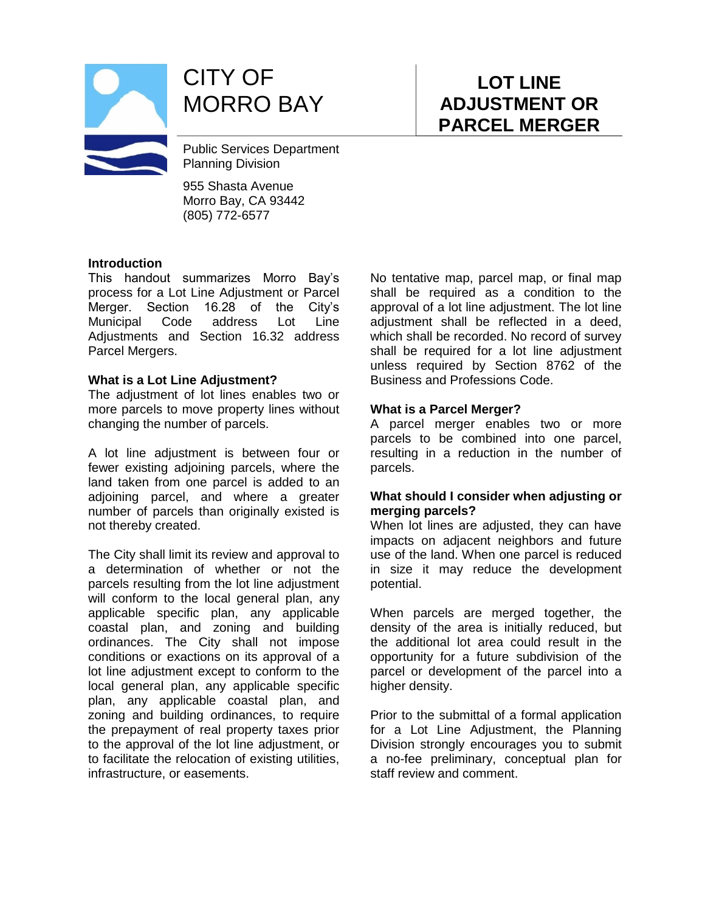# CITY OF MORRO BAY

Public Services Department
Planning Division

955 Shasta Avenue
Morro Bay, CA 93442
(805) 772-6577

# LOT LINE ADJUSTMENT OR PARCEL MERGER

## Introduction

This handout summarizes Morro Bay's process for a Lot Line Adjustment or Parcel Merger. Section 16.28 of the City's Municipal Code address Lot Line Adjustments and Section 16.32 address Parcel Mergers.

## What is a Lot Line Adjustment?

The adjustment of lot lines enables two or more parcels to move property lines without changing the number of parcels.

A lot line adjustment is between four or fewer existing adjoining parcels, where the land taken from one parcel is added to an adjoining parcel, and where a greater number of parcels than originally existed is not thereby created.

The City shall limit its review and approval to a determination of whether or not the parcels resulting from the lot line adjustment will conform to the local general plan, any applicable specific plan, any applicable coastal plan, and zoning and building ordinances. The City shall not impose conditions or exactions on its approval of a lot line adjustment except to conform to the local general plan, any applicable specific plan, any applicable coastal plan, and zoning and building ordinances, to require the prepayment of real property taxes prior to the approval of the lot line adjustment, or to facilitate the relocation of existing utilities, infrastructure, or easements.

No tentative map, parcel map, or final map shall be required as a condition to the approval of a lot line adjustment. The lot line adjustment shall be reflected in a deed, which shall be recorded. No record of survey shall be required for a lot line adjustment unless required by Section 8762 of the Business and Professions Code.

## What is a Parcel Merger?

A parcel merger enables two or more parcels to be combined into one parcel, resulting in a reduction in the number of parcels.

## What should I consider when adjusting or merging parcels?

When lot lines are adjusted, they can have impacts on adjacent neighbors and future use of the land. When one parcel is reduced in size it may reduce the development potential.

When parcels are merged together, the density of the area is initially reduced, but the additional lot area could result in the opportunity for a future subdivision of the parcel or development of the parcel into a higher density.

Prior to the submittal of a formal application for a Lot Line Adjustment, the Planning Division strongly encourages you to submit a no-fee preliminary, conceptual plan for staff review and comment.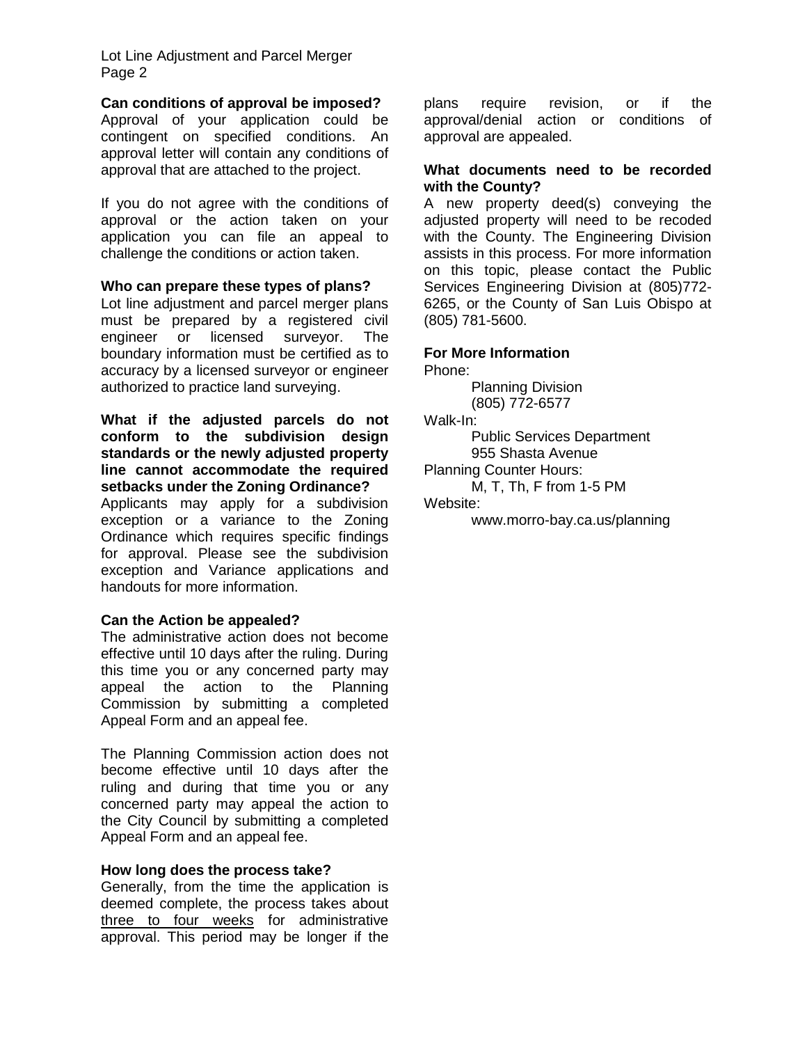### Can conditions of approval be imposed?

Approval of your application could be contingent on specified conditions. An approval letter will contain any conditions of approval that are attached to the project.

If you do not agree with the conditions of approval or the action taken on your application you can file an appeal to challenge the conditions or action taken.

### Who can prepare these types of plans?

Lot line adjustment and parcel merger plans must be prepared by a registered civil engineer or licensed surveyor. The boundary information must be certified as to accuracy by a licensed surveyor or engineer authorized to practice land surveying.

### What if the adjusted parcels do not conform to the subdivision design standards or the newly adjusted property line cannot accommodate the required setbacks under the Zoning Ordinance?

Applicants may apply for a subdivision exception or a variance to the Zoning Ordinance which requires specific findings for approval. Please see the subdivision exception and Variance applications and handouts for more information.

### Can the Action be appealed?

The administrative action does not become effective until 10 days after the ruling. During this time you or any concerned party may appeal the action to the Planning Commission by submitting a completed Appeal Form and an appeal fee.

The Planning Commission action does not become effective until 10 days after the ruling and during that time you or any concerned party may appeal the action to the City Council by submitting a completed Appeal Form and an appeal fee.

### How long does the process take?

Generally, from the time the application is deemed complete, the process takes about <u>three to four weeks</u> for administrative approval. This period may be longer if the plans require revision, or if the approval/denial action or conditions of approval are appealed.

### What documents need to be recorded with the County?

A new property deed(s) conveying the adjusted property will need to be recoded with the County. The Engineering Division assists in this process. For more information on this topic, please contact the Public Services Engineering Division at (805)772-6265, or the County of San Luis Obispo at (805) 781-5600.

### For More Information

Phone:
    Planning Division
    (805) 772-6577

Walk-In:
    Public Services Department
    955 Shasta Avenue

Planning Counter Hours:
    M, T, Th, F from 1-5 PM

Website:
    www.morro-bay.ca.us/planning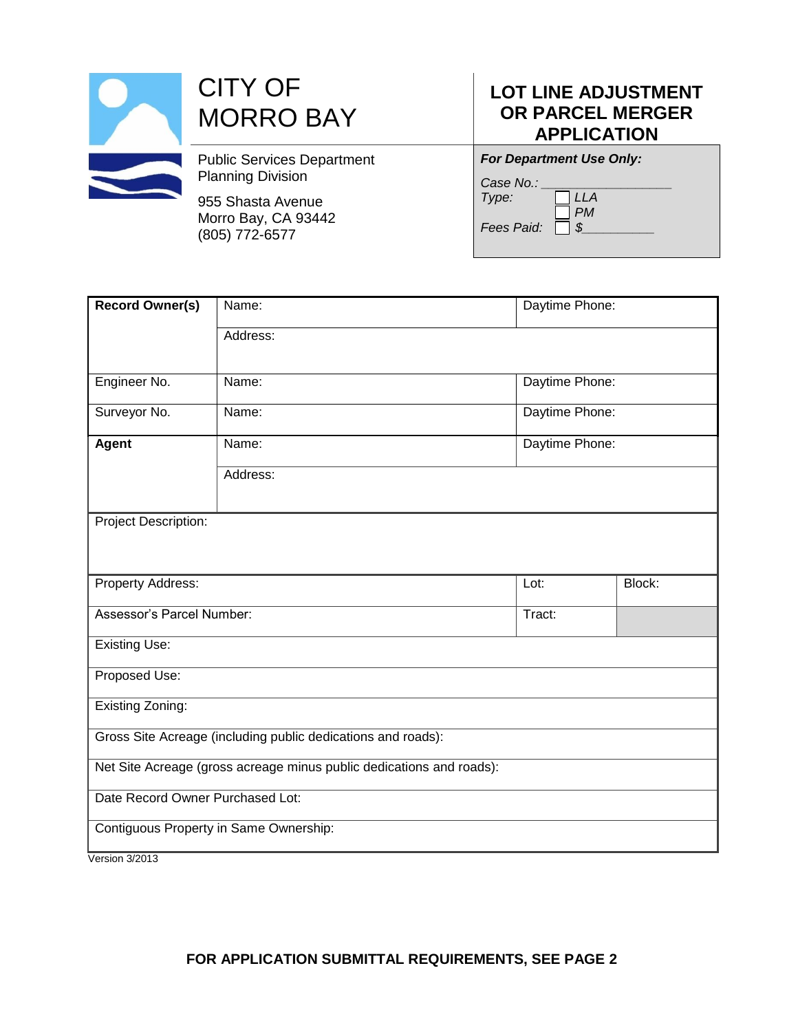# CITY OF MORRO BAY

Public Services Department
Planning Division

955 Shasta Avenue
Morro Bay, CA 93442
(805) 772-6577

## LOT LINE ADJUSTMENT OR PARCEL MERGER APPLICATION

***For Department Use Only:***

*Case No.:* _________________
*Type:* ☐ *LLA* ☐ *PM*
*Fees Paid:* ☐ *$*__________

| **Record Owner(s)** | Name: | Daytime Phone: | |
|---|---|---|---|
| | Address: | | |
| Engineer No. | Name: | Daytime Phone: | |
| Surveyor No. | Name: | Daytime Phone: | |
| **Agent** | Name: | Daytime Phone: | |
| | Address: | | |
| Project Description: | | | |
| Property Address: | | Lot: | Block: |
| Assessor's Parcel Number: | | Tract: | |
| Existing Use: | | | |
| Proposed Use: | | | |
| Existing Zoning: | | | |
| Gross Site Acreage (including public dedications and roads): | | | |
| Net Site Acreage (gross acreage minus public dedications and roads): | | | |
| Date Record Owner Purchased Lot: | | | |
| Contiguous Property in Same Ownership: | | | |

Version 3/2013

**FOR APPLICATION SUBMITTAL REQUIREMENTS, SEE PAGE 2**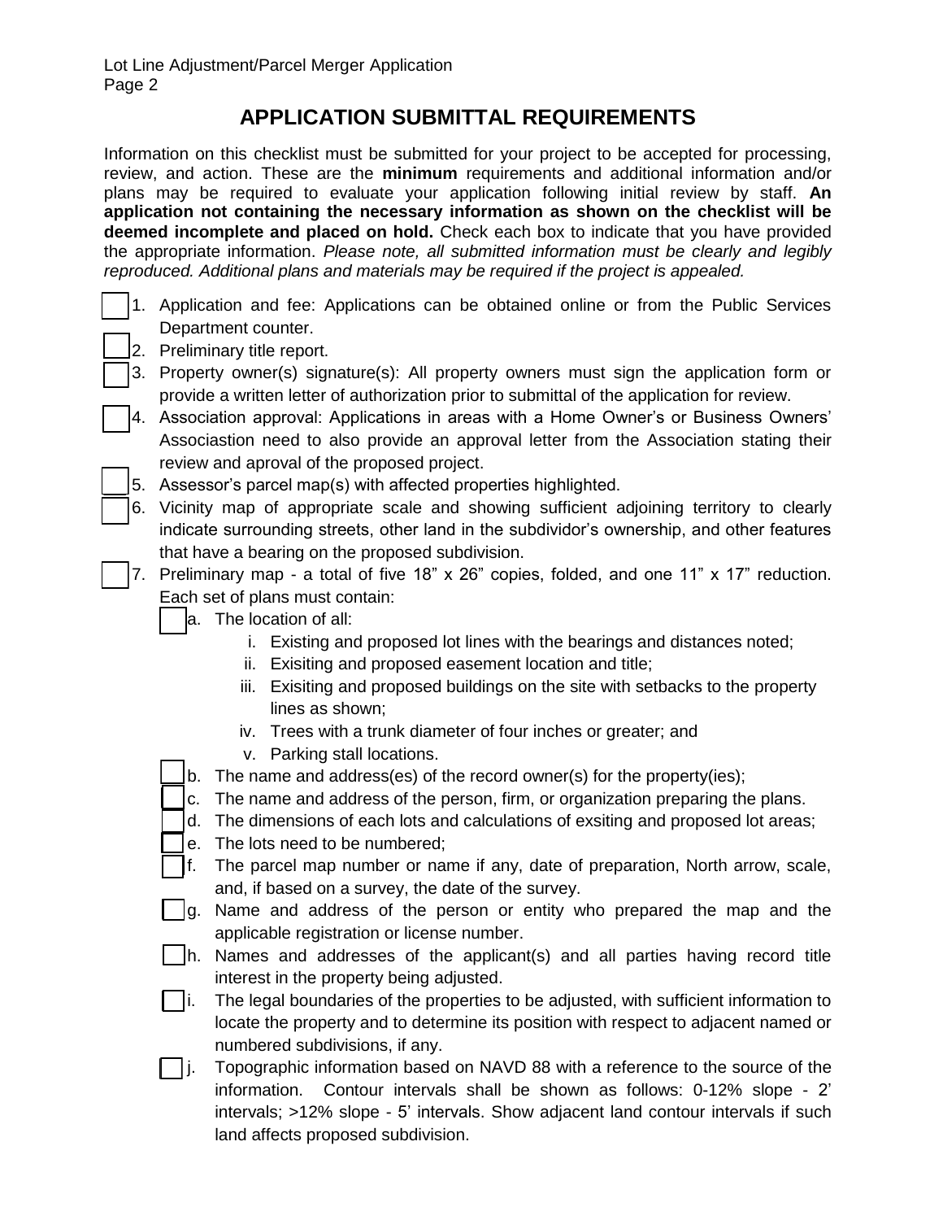## APPLICATION SUBMITTAL REQUIREMENTS

Information on this checklist must be submitted for your project to be accepted for processing, review, and action. These are the **minimum** requirements and additional information and/or plans may be required to evaluate your application following initial review by staff. **An application not containing the necessary information as shown on the checklist will be deemed incomplete and placed on hold.** Check each box to indicate that you have provided the appropriate information. *Please note, all submitted information must be clearly and legibly reproduced. Additional plans and materials may be required if the project is appealed.*

- ☐ 1. Application and fee: Applications can be obtained online or from the Public Services Department counter.
- ☐ 2. Preliminary title report.
- ☐ 3. Property owner(s) signature(s): All property owners must sign the application form or provide a written letter of authorization prior to submittal of the application for review.
- ☐ 4. Association approval: Applications in areas with a Home Owner's or Business Owners' Associastion need to also provide an approval letter from the Association stating their review and aproval of the proposed project.
- ☐ 5. Assessor's parcel map(s) with affected properties highlighted.
- ☐ 6. Vicinity map of appropriate scale and showing sufficient adjoining territory to clearly indicate surrounding streets, other land in the subdividor's ownership, and other features that have a bearing on the proposed subdivision.
- ☐ 7. Preliminary map - a total of five 18" x 26" copies, folded, and one 11" x 17" reduction. Each set of plans must contain:
  - ☐ a. The location of all:
    - i. Existing and proposed lot lines with the bearings and distances noted;
    - ii. Exisiting and proposed easement location and title;
    - iii. Exisiting and proposed buildings on the site with setbacks to the property lines as shown;
    - iv. Trees with a trunk diameter of four inches or greater; and
    - v. Parking stall locations.
  - ☐ b. The name and address(es) of the record owner(s) for the property(ies);
  - ☐ c. The name and address of the person, firm, or organization preparing the plans.
  - ☐ d. The dimensions of each lots and calculations of exsiting and proposed lot areas;
  - ☐ e. The lots need to be numbered;
  - ☐ f. The parcel map number or name if any, date of preparation, North arrow, scale, and, if based on a survey, the date of the survey.
  - ☐ g. Name and address of the person or entity who prepared the map and the applicable registration or license number.
  - ☐ h. Names and addresses of the applicant(s) and all parties having record title interest in the property being adjusted.
  - ☐ i. The legal boundaries of the properties to be adjusted, with sufficient information to locate the property and to determine its position with respect to adjacent named or numbered subdivisions, if any.
  - ☐ j. Topographic information based on NAVD 88 with a reference to the source of the information. Contour intervals shall be shown as follows: 0-12% slope - 2' intervals; >12% slope - 5' intervals. Show adjacent land contour intervals if such land affects proposed subdivision.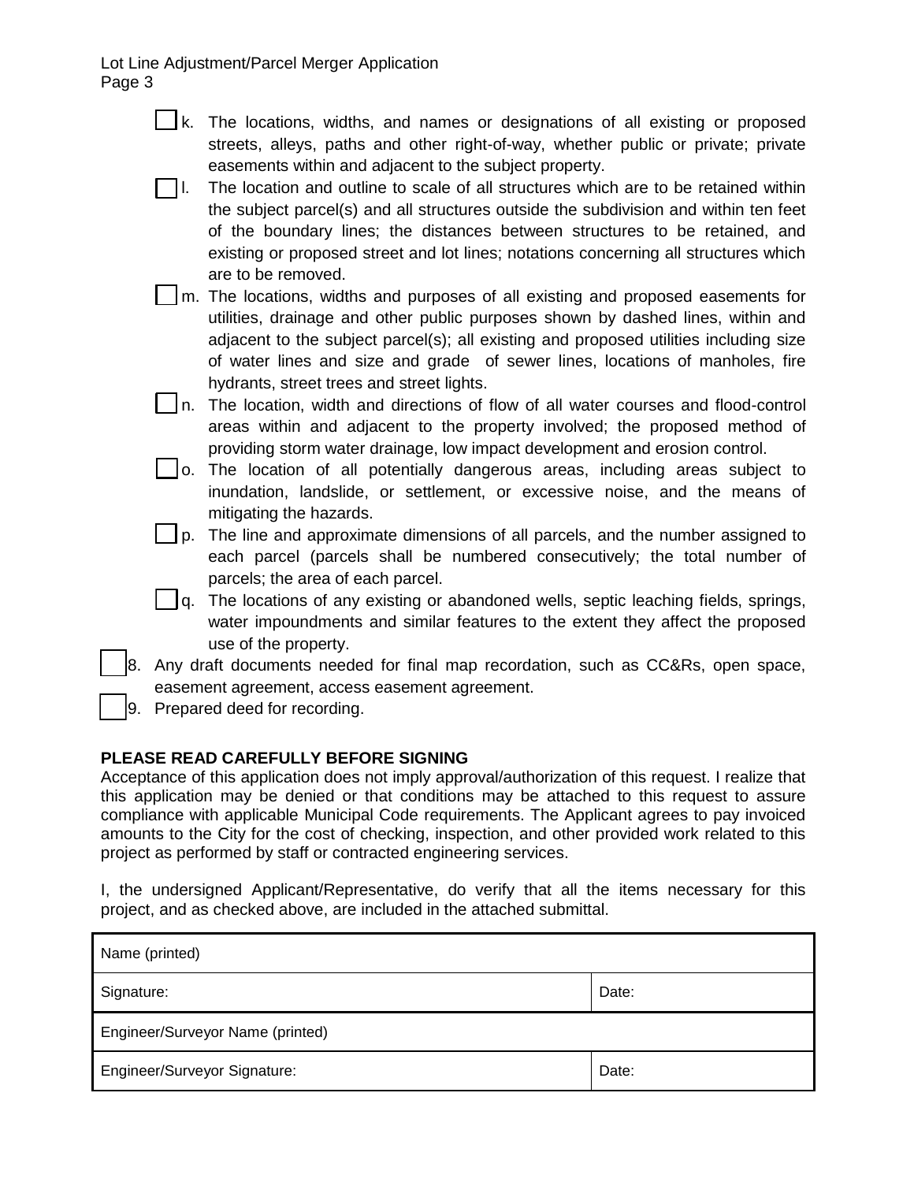- [ ] k. The locations, widths, and names or designations of all existing or proposed streets, alleys, paths and other right-of-way, whether public or private; private easements within and adjacent to the subject property.
- [ ] l. The location and outline to scale of all structures which are to be retained within the subject parcel(s) and all structures outside the subdivision and within ten feet of the boundary lines; the distances between structures to be retained, and existing or proposed street and lot lines; notations concerning all structures which are to be removed.
- [ ] m. The locations, widths and purposes of all existing and proposed easements for utilities, drainage and other public purposes shown by dashed lines, within and adjacent to the subject parcel(s); all existing and proposed utilities including size of water lines and size and grade of sewer lines, locations of manholes, fire hydrants, street trees and street lights.
- [ ] n. The location, width and directions of flow of all water courses and flood-control areas within and adjacent to the property involved; the proposed method of providing storm water drainage, low impact development and erosion control.
- [ ] o. The location of all potentially dangerous areas, including areas subject to inundation, landslide, or settlement, or excessive noise, and the means of mitigating the hazards.
- [ ] p. The line and approximate dimensions of all parcels, and the number assigned to each parcel (parcels shall be numbered consecutively; the total number of parcels; the area of each parcel.
- [ ] q. The locations of any existing or abandoned wells, septic leaching fields, springs, water impoundments and similar features to the extent they affect the proposed use of the property.

- [ ] 8. Any draft documents needed for final map recordation, such as CC&Rs, open space, easement agreement, access easement agreement.
- [ ] 9. Prepared deed for recording.

**PLEASE READ CAREFULLY BEFORE SIGNING**

Acceptance of this application does not imply approval/authorization of this request. I realize that this application may be denied or that conditions may be attached to this request to assure compliance with applicable Municipal Code requirements. The Applicant agrees to pay invoiced amounts to the City for the cost of checking, inspection, and other provided work related to this project as performed by staff or contracted engineering services.

I, the undersigned Applicant/Representative, do verify that all the items necessary for this project, and as checked above, are included in the attached submittal.

| Name (printed) | |
|---|---|
| Signature: | Date: |
| Engineer/Surveyor Name (printed) | |
| Engineer/Surveyor Signature: | Date: |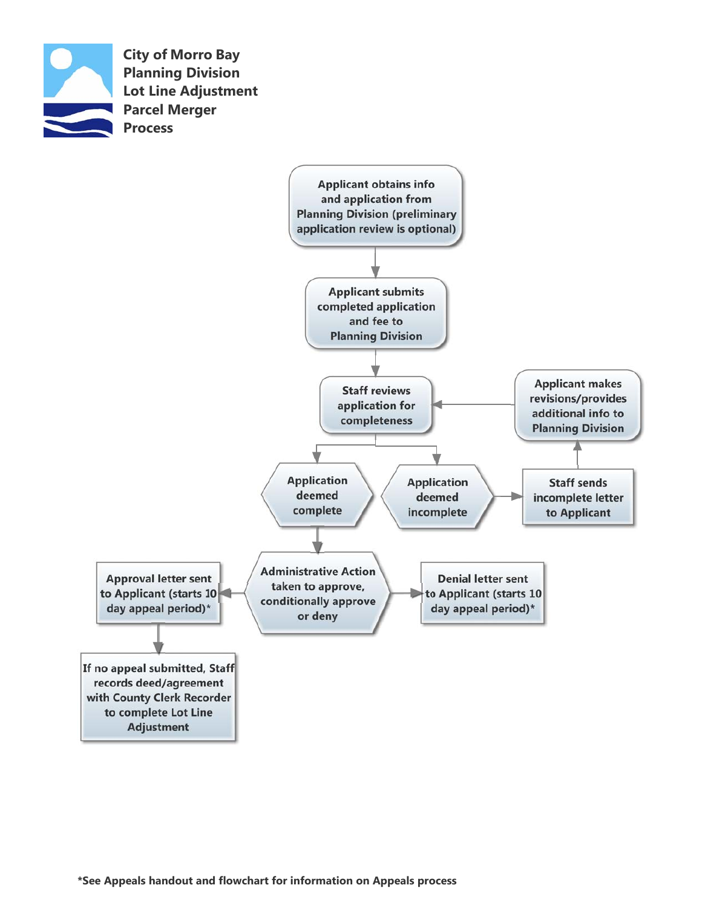# City of Morro Bay Planning Division Lot Line Adjustment Parcel Merger Process

- Applicant obtains info and application from Planning Division (preliminary application review is optional)
- Applicant submits completed application and fee to Planning Division
- Staff reviews application for completeness
  - Application deemed incomplete
    - Staff sends incomplete letter to Applicant
    - Applicant makes revisions/provides additional info to Planning Division
    - (Return to: Staff reviews application for completeness)
  - Application deemed complete
    - Administrative Action taken to approve, conditionally approve or deny
      - Approval letter sent to Applicant (starts 10 day appeal period)*
        - If no appeal submitted, Staff records deed/agreement with County Clerk Recorder to complete Lot Line Adjustment
      - Denial letter sent to Applicant (starts 10 day appeal period)*

*See Appeals handout and flowchart for information on Appeals process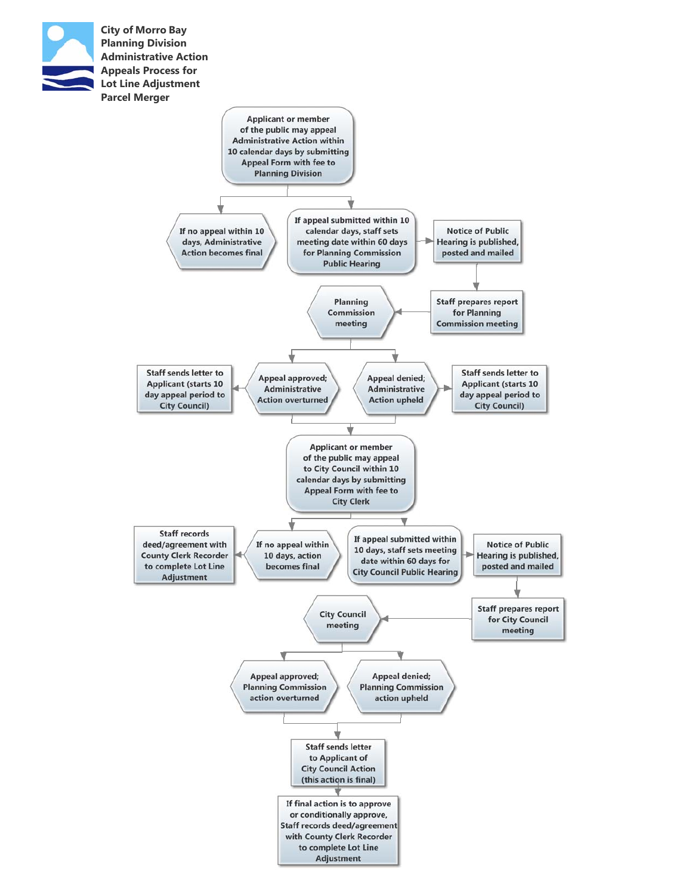**City of Morro Bay**
**Planning Division**
**Administrative Action**
**Appeals Process for**
**Lot Line Adjustment**
**Parcel Merger**

Applicant or member of the public may appeal Administrative Action within 10 calendar days by submitting Appeal Form with fee to Planning Division

If no appeal within 10 days, Administrative Action becomes final

If appeal submitted within 10 calendar days, staff sets meeting date within 60 days for Planning Commission Public Hearing

Notice of Public Hearing is published, posted and mailed

Staff prepares report for Planning Commission meeting

Planning Commission meeting

Staff sends letter to Applicant (starts 10 day appeal period to City Council)

Appeal approved; Administrative Action overturned

Appeal denied; Administrative Action upheld

Staff sends letter to Applicant (starts 10 day appeal period to City Council)

Applicant or member of the public may appeal to City Council within 10 calendar days by submitting Appeal Form with fee to City Clerk

Staff records deed/agreement with County Clerk Recorder to complete Lot Line Adjustment

If no appeal within 10 days, action becomes final

If appeal submitted within 10 days, staff sets meeting date within 60 days for City Council Public Hearing

Notice of Public Hearing is published, posted and mailed

Staff prepares report for City Council meeting

City Council meeting

Appeal approved; Planning Commission action overturned

Appeal denied; Planning Commission action upheld

Staff sends letter to Applicant of City Council Action (this action is final)

If final action is to approve or conditionally approve, Staff records deed/agreement with County Clerk Recorder to complete Lot Line Adjustment